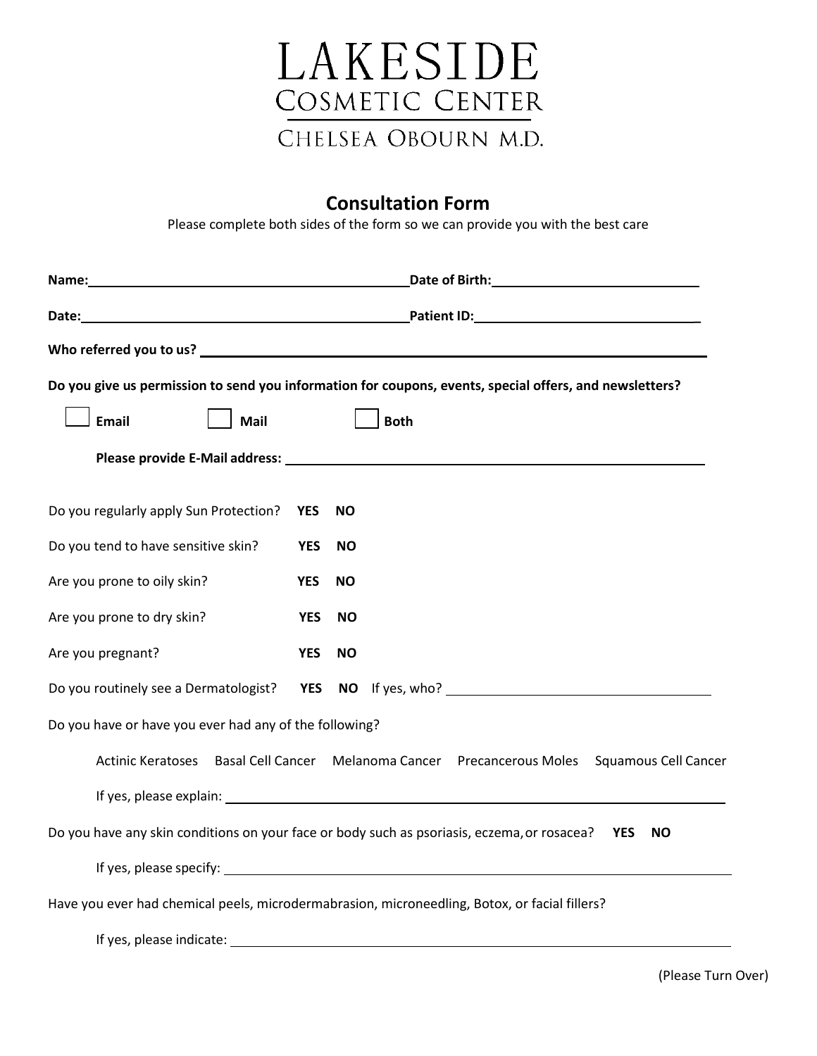# LAKESIDE
## COSMETIC CENTER
### CHELSEA OBOURN M.D.

## Consultation Form

Please complete both sides of the form so we can provide you with the best care

**Name:** ______________________________ **Date of Birth:** ______________________

**Date:** ______________________________ **Patient ID:** ______________________

**Who referred you to us?** ____________________________________________

**Do you give us permission to send you information for coupons, events, special offers, and newsletters?**

☐ **Email** ☐ **Mail** ☐ **Both**

**Please provide E-Mail address:** ____________________________________________

Do you regularly apply Sun Protection? **YES NO**

Do you tend to have sensitive skin? **YES NO**

Are you prone to oily skin? **YES NO**

Are you prone to dry skin? **YES NO**

Are you pregnant? **YES NO**

Do you routinely see a Dermatologist? **YES NO** If yes, who? ______________________

Do you have or have you ever had any of the following?

Actinic Keratoses Basal Cell Cancer Melanoma Cancer Precancerous Moles Squamous Cell Cancer

If yes, please explain: ____________________________________________

Do you have any skin conditions on your face or body such as psoriasis, eczema, or rosacea? **YES NO**

If yes, please specify: ____________________________________________

Have you ever had chemical peels, microdermabrasion, microneedling, Botox, or facial fillers?

If yes, please indicate: ____________________________________________

(Please Turn Over)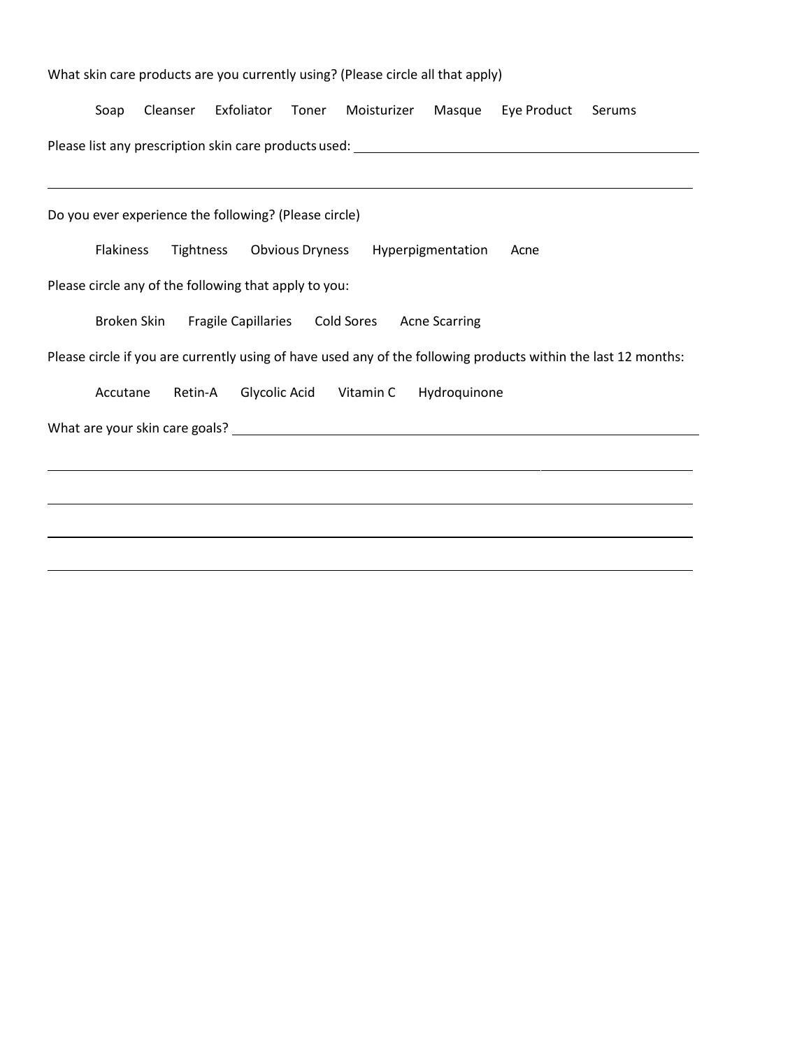What skin care products are you currently using? (Please circle all that apply)

Soap    Cleanser    Exfoliator    Toner    Moisturizer    Masque    Eye Product    Serums

Please list any prescription skin care products used: ______________________________________________

______________________________________________________________________________

Do you ever experience the following? (Please circle)

Flakiness    Tightness    Obvious Dryness    Hyperpigmentation    Acne

Please circle any of the following that apply to you:

Broken Skin    Fragile Capillaries    Cold Sores    Acne Scarring

Please circle if you are currently using of have used any of the following products within the last 12 months:

Accutane    Retin-A    Glycolic Acid    Vitamin C    Hydroquinone

What are your skin care goals? ______________________________________________________________

______________________________________________________________________________

______________________________________________________________________________

______________________________________________________________________________

______________________________________________________________________________